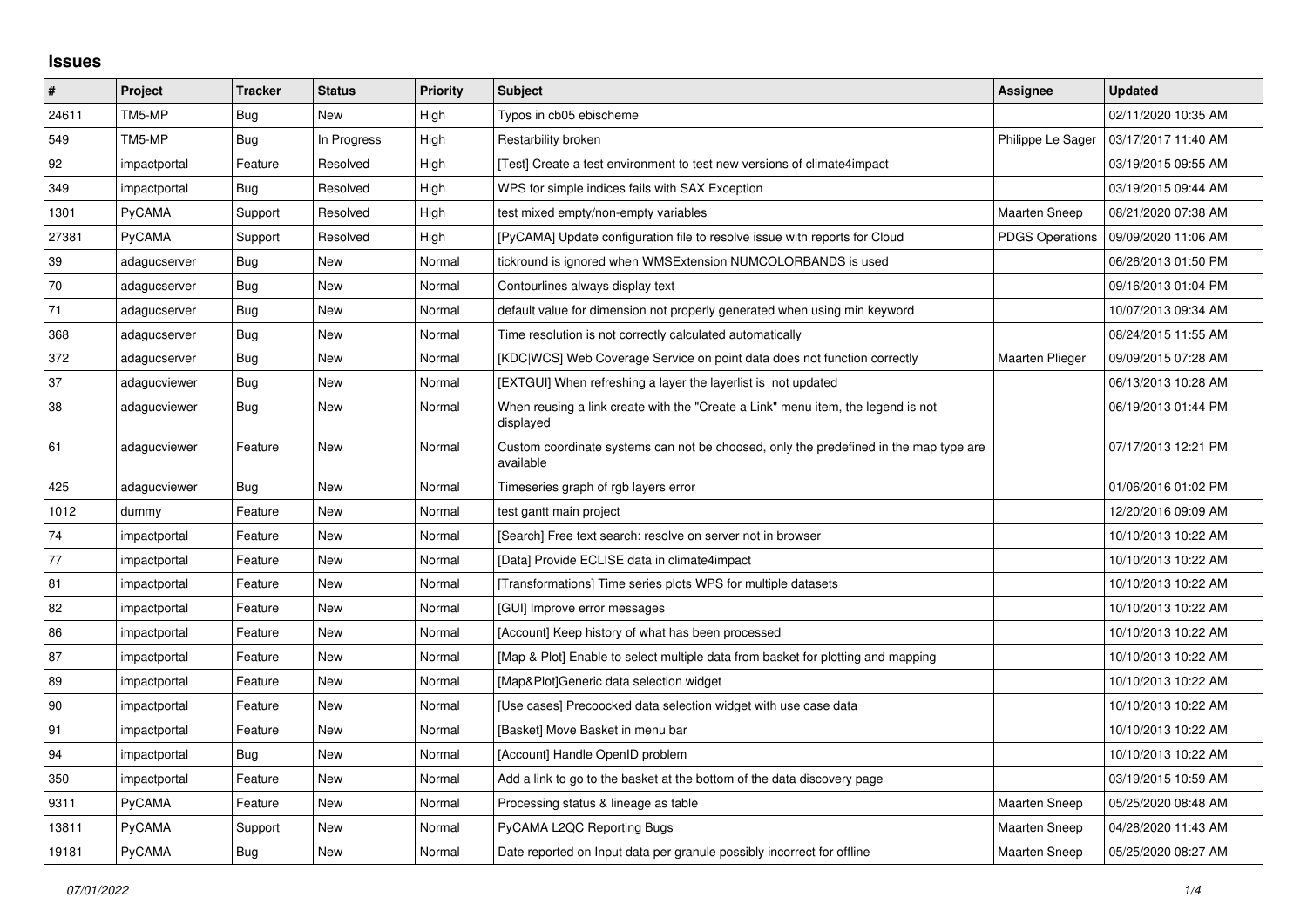# Issues

| # | Project | Tracker | Status | Priority | Subject | Assignee | Updated |
|---|---|---|---|---|---|---|---|
| 24611 | TM5-MP | Bug | New | High | Typos in cb05 ebischeme | | 02/11/2020 10:35 AM |
| 549 | TM5-MP | Bug | In Progress | High | Restarbility broken | Philippe Le Sager | 03/17/2017 11:40 AM |
| 92 | impactportal | Feature | Resolved | High | [Test] Create a test environment to test new versions of climate4impact | | 03/19/2015 09:55 AM |
| 349 | impactportal | Bug | Resolved | High | WPS for simple indices fails with SAX Exception | | 03/19/2015 09:44 AM |
| 1301 | PyCAMA | Support | Resolved | High | test mixed empty/non-empty variables | Maarten Sneep | 08/21/2020 07:38 AM |
| 27381 | PyCAMA | Support | Resolved | High | [PyCAMA] Update configuration file to resolve issue with reports for Cloud | PDGS Operations | 09/09/2020 11:06 AM |
| 39 | adagucserver | Bug | New | Normal | tickround is ignored when WMSExtension NUMCOLORBANDS is used | | 06/26/2013 01:50 PM |
| 70 | adagucserver | Bug | New | Normal | Contourlines always display text | | 09/16/2013 01:04 PM |
| 71 | adagucserver | Bug | New | Normal | default value for dimension not properly generated when using min keyword | | 10/07/2013 09:34 AM |
| 368 | adagucserver | Bug | New | Normal | Time resolution is not correctly calculated automatically | | 08/24/2015 11:55 AM |
| 372 | adagucserver | Bug | New | Normal | [KDC\|WCS] Web Coverage Service on point data does not function correctly | Maarten Plieger | 09/09/2015 07:28 AM |
| 37 | adagucviewer | Bug | New | Normal | [EXTGUI] When refreshing a layer the layerlist is not updated | | 06/13/2013 10:28 AM |
| 38 | adagucviewer | Bug | New | Normal | When reusing a link create with the "Create a Link" menu item, the legend is not displayed | | 06/19/2013 01:44 PM |
| 61 | adagucviewer | Feature | New | Normal | Custom coordinate systems can not be choosed, only the predefined in the map type are available | | 07/17/2013 12:21 PM |
| 425 | adagucviewer | Bug | New | Normal | Timeseries graph of rgb layers error | | 01/06/2016 01:02 PM |
| 1012 | dummy | Feature | New | Normal | test gantt main project | | 12/20/2016 09:09 AM |
| 74 | impactportal | Feature | New | Normal | [Search] Free text search: resolve on server not in browser | | 10/10/2013 10:22 AM |
| 77 | impactportal | Feature | New | Normal | [Data] Provide ECLISE data in climate4impact | | 10/10/2013 10:22 AM |
| 81 | impactportal | Feature | New | Normal | [Transformations] Time series plots WPS for multiple datasets | | 10/10/2013 10:22 AM |
| 82 | impactportal | Feature | New | Normal | [GUI] Improve error messages | | 10/10/2013 10:22 AM |
| 86 | impactportal | Feature | New | Normal | [Account] Keep history of what has been processed | | 10/10/2013 10:22 AM |
| 87 | impactportal | Feature | New | Normal | [Map & Plot] Enable to select multiple data from basket for plotting and mapping | | 10/10/2013 10:22 AM |
| 89 | impactportal | Feature | New | Normal | [Map&Plot]Generic data selection widget | | 10/10/2013 10:22 AM |
| 90 | impactportal | Feature | New | Normal | [Use cases] Precoocked data selection widget with use case data | | 10/10/2013 10:22 AM |
| 91 | impactportal | Feature | New | Normal | [Basket] Move Basket in menu bar | | 10/10/2013 10:22 AM |
| 94 | impactportal | Bug | New | Normal | [Account] Handle OpenID problem | | 10/10/2013 10:22 AM |
| 350 | impactportal | Feature | New | Normal | Add a link to go to the basket at the bottom of the data discovery page | | 03/19/2015 10:59 AM |
| 9311 | PyCAMA | Feature | New | Normal | Processing status & lineage as table | Maarten Sneep | 05/25/2020 08:48 AM |
| 13811 | PyCAMA | Support | New | Normal | PyCAMA L2QC Reporting Bugs | Maarten Sneep | 04/28/2020 11:43 AM |
| 19181 | PyCAMA | Bug | New | Normal | Date reported on Input data per granule possibly incorrect for offline | Maarten Sneep | 05/25/2020 08:27 AM |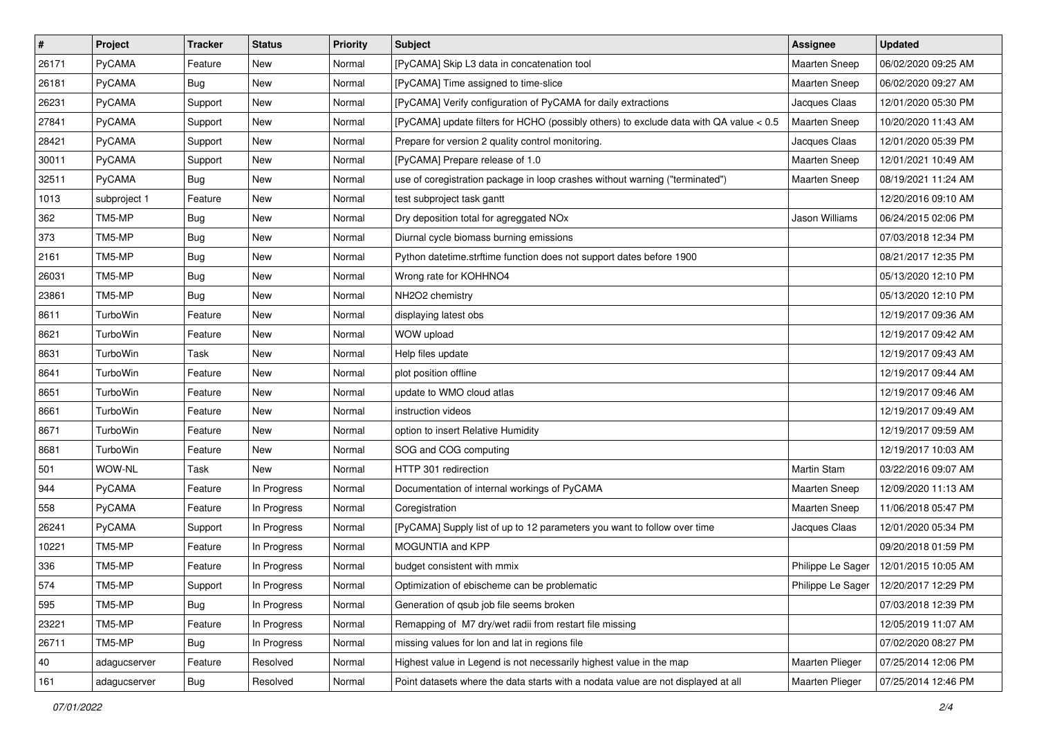| # | Project | Tracker | Status | Priority | Subject | Assignee | Updated |
|---|---|---|---|---|---|---|---|
| 26171 | PyCAMA | Feature | New | Normal | [PyCAMA] Skip L3 data in concatenation tool | Maarten Sneep | 06/02/2020 09:25 AM |
| 26181 | PyCAMA | Bug | New | Normal | [PyCAMA] Time assigned to time-slice | Maarten Sneep | 06/02/2020 09:27 AM |
| 26231 | PyCAMA | Support | New | Normal | [PyCAMA] Verify configuration of PyCAMA for daily extractions | Jacques Claas | 12/01/2020 05:30 PM |
| 27841 | PyCAMA | Support | New | Normal | [PyCAMA] update filters for HCHO (possibly others) to exclude data with QA value < 0.5 | Maarten Sneep | 10/20/2020 11:43 AM |
| 28421 | PyCAMA | Support | New | Normal | Prepare for version 2 quality control monitoring. | Jacques Claas | 12/01/2020 05:39 PM |
| 30011 | PyCAMA | Support | New | Normal | [PyCAMA] Prepare release of 1.0 | Maarten Sneep | 12/01/2021 10:49 AM |
| 32511 | PyCAMA | Bug | New | Normal | use of coregistration package in loop crashes without warning ("terminated") | Maarten Sneep | 08/19/2021 11:24 AM |
| 1013 | subproject 1 | Feature | New | Normal | test subproject task gantt | | 12/20/2016 09:10 AM |
| 362 | TM5-MP | Bug | New | Normal | Dry deposition total for agreggated NOx | Jason Williams | 06/24/2015 02:06 PM |
| 373 | TM5-MP | Bug | New | Normal | Diurnal cycle biomass burning emissions | | 07/03/2018 12:34 PM |
| 2161 | TM5-MP | Bug | New | Normal | Python datetime.strftime function does not support dates before 1900 | | 08/21/2017 12:35 PM |
| 26031 | TM5-MP | Bug | New | Normal | Wrong rate for KOHHNO4 | | 05/13/2020 12:10 PM |
| 23861 | TM5-MP | Bug | New | Normal | NH2O2 chemistry | | 05/13/2020 12:10 PM |
| 8611 | TurboWin | Feature | New | Normal | displaying latest obs | | 12/19/2017 09:36 AM |
| 8621 | TurboWin | Feature | New | Normal | WOW upload | | 12/19/2017 09:42 AM |
| 8631 | TurboWin | Task | New | Normal | Help files update | | 12/19/2017 09:43 AM |
| 8641 | TurboWin | Feature | New | Normal | plot position offline | | 12/19/2017 09:44 AM |
| 8651 | TurboWin | Feature | New | Normal | update to WMO cloud atlas | | 12/19/2017 09:46 AM |
| 8661 | TurboWin | Feature | New | Normal | instruction videos | | 12/19/2017 09:49 AM |
| 8671 | TurboWin | Feature | New | Normal | option to insert Relative Humidity | | 12/19/2017 09:59 AM |
| 8681 | TurboWin | Feature | New | Normal | SOG and COG computing | | 12/19/2017 10:03 AM |
| 501 | WOW-NL | Task | New | Normal | HTTP 301 redirection | Martin Stam | 03/22/2016 09:07 AM |
| 944 | PyCAMA | Feature | In Progress | Normal | Documentation of internal workings of PyCAMA | Maarten Sneep | 12/09/2020 11:13 AM |
| 558 | PyCAMA | Feature | In Progress | Normal | Coregistration | Maarten Sneep | 11/06/2018 05:47 PM |
| 26241 | PyCAMA | Support | In Progress | Normal | [PyCAMA] Supply list of up to 12 parameters you want to follow over time | Jacques Claas | 12/01/2020 05:34 PM |
| 10221 | TM5-MP | Feature | In Progress | Normal | MOGUNTIA and KPP | | 09/20/2018 01:59 PM |
| 336 | TM5-MP | Feature | In Progress | Normal | budget consistent with mmix | Philippe Le Sager | 12/01/2015 10:05 AM |
| 574 | TM5-MP | Support | In Progress | Normal | Optimization of ebischeme can be problematic | Philippe Le Sager | 12/20/2017 12:29 PM |
| 595 | TM5-MP | Bug | In Progress | Normal | Generation of qsub job file seems broken | | 07/03/2018 12:39 PM |
| 23221 | TM5-MP | Feature | In Progress | Normal | Remapping of M7 dry/wet radii from restart file missing | | 12/05/2019 11:07 AM |
| 26711 | TM5-MP | Bug | In Progress | Normal | missing values for lon and lat in regions file | | 07/02/2020 08:27 PM |
| 40 | adagucserver | Feature | Resolved | Normal | Highest value in Legend is not necessarily highest value in the map | Maarten Plieger | 07/25/2014 12:06 PM |
| 161 | adagucserver | Bug | Resolved | Normal | Point datasets where the data starts with a nodata value are not displayed at all | Maarten Plieger | 07/25/2014 12:46 PM |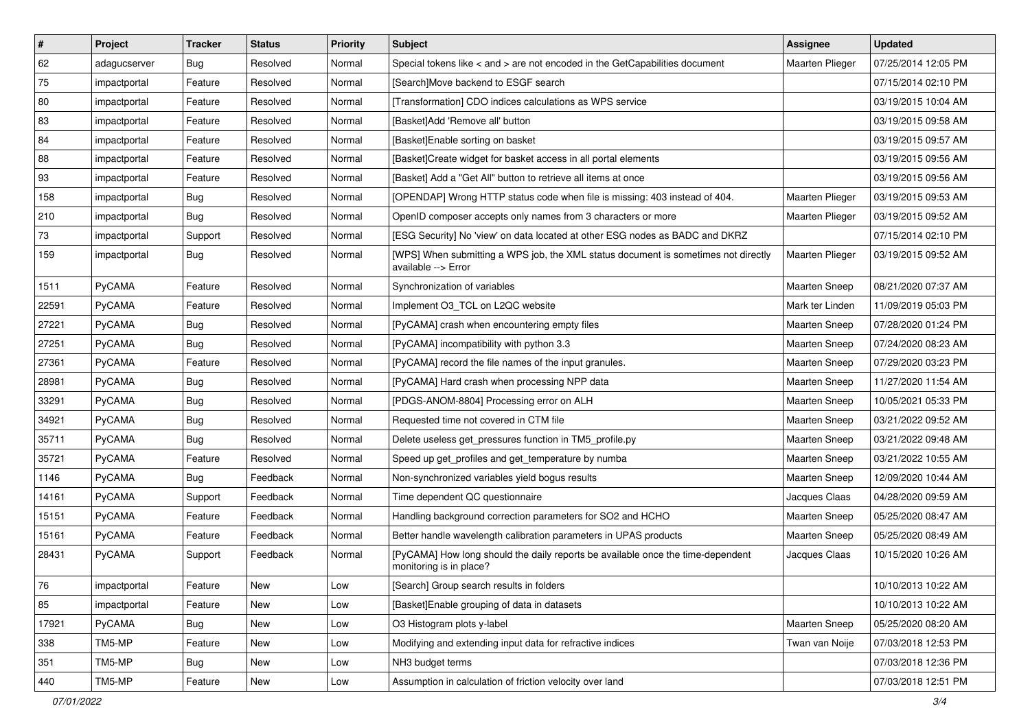| # | Project | Tracker | Status | Priority | Subject | Assignee | Updated |
|---|---|---|---|---|---|---|---|
| 62 | adagucserver | Bug | Resolved | Normal | Special tokens like < and > are not encoded in the GetCapabilities document | Maarten Plieger | 07/25/2014 12:05 PM |
| 75 | impactportal | Feature | Resolved | Normal | [Search]Move backend to ESGF search | | 07/15/2014 02:10 PM |
| 80 | impactportal | Feature | Resolved | Normal | [Transformation] CDO indices calculations as WPS service | | 03/19/2015 10:04 AM |
| 83 | impactportal | Feature | Resolved | Normal | [Basket]Add 'Remove all' button | | 03/19/2015 09:58 AM |
| 84 | impactportal | Feature | Resolved | Normal | [Basket]Enable sorting on basket | | 03/19/2015 09:57 AM |
| 88 | impactportal | Feature | Resolved | Normal | [Basket]Create widget for basket access in all portal elements | | 03/19/2015 09:56 AM |
| 93 | impactportal | Feature | Resolved | Normal | [Basket] Add a "Get All" button to retrieve all items at once | | 03/19/2015 09:56 AM |
| 158 | impactportal | Bug | Resolved | Normal | [OPENDAP] Wrong HTTP status code when file is missing: 403 instead of 404. | Maarten Plieger | 03/19/2015 09:53 AM |
| 210 | impactportal | Bug | Resolved | Normal | OpenID composer accepts only names from 3 characters or more | Maarten Plieger | 03/19/2015 09:52 AM |
| 73 | impactportal | Support | Resolved | Normal | [ESG Security] No 'view' on data located at other ESG nodes as BADC and DKRZ | | 07/15/2014 02:10 PM |
| 159 | impactportal | Bug | Resolved | Normal | [WPS] When submitting a WPS job, the XML status document is sometimes not directly available --> Error | Maarten Plieger | 03/19/2015 09:52 AM |
| 1511 | PyCAMA | Feature | Resolved | Normal | Synchronization of variables | Maarten Sneep | 08/21/2020 07:37 AM |
| 22591 | PyCAMA | Feature | Resolved | Normal | Implement O3_TCL on L2QC website | Mark ter Linden | 11/09/2019 05:03 PM |
| 27221 | PyCAMA | Bug | Resolved | Normal | [PyCAMA] crash when encountering empty files | Maarten Sneep | 07/28/2020 01:24 PM |
| 27251 | PyCAMA | Bug | Resolved | Normal | [PyCAMA] incompatibility with python 3.3 | Maarten Sneep | 07/24/2020 08:23 AM |
| 27361 | PyCAMA | Feature | Resolved | Normal | [PyCAMA] record the file names of the input granules. | Maarten Sneep | 07/29/2020 03:23 PM |
| 28981 | PyCAMA | Bug | Resolved | Normal | [PyCAMA] Hard crash when processing NPP data | Maarten Sneep | 11/27/2020 11:54 AM |
| 33291 | PyCAMA | Bug | Resolved | Normal | [PDGS-ANOM-8804] Processing error on ALH | Maarten Sneep | 10/05/2021 05:33 PM |
| 34921 | PyCAMA | Bug | Resolved | Normal | Requested time not covered in CTM file | Maarten Sneep | 03/21/2022 09:52 AM |
| 35711 | PyCAMA | Bug | Resolved | Normal | Delete useless get_pressures function in TM5_profile.py | Maarten Sneep | 03/21/2022 09:48 AM |
| 35721 | PyCAMA | Feature | Resolved | Normal | Speed up get_profiles and get_temperature by numba | Maarten Sneep | 03/21/2022 10:55 AM |
| 1146 | PyCAMA | Bug | Feedback | Normal | Non-synchronized variables yield bogus results | Maarten Sneep | 12/09/2020 10:44 AM |
| 14161 | PyCAMA | Support | Feedback | Normal | Time dependent QC questionnaire | Jacques Claas | 04/28/2020 09:59 AM |
| 15151 | PyCAMA | Feature | Feedback | Normal | Handling background correction parameters for SO2 and HCHO | Maarten Sneep | 05/25/2020 08:47 AM |
| 15161 | PyCAMA | Feature | Feedback | Normal | Better handle wavelength calibration parameters in UPAS products | Maarten Sneep | 05/25/2020 08:49 AM |
| 28431 | PyCAMA | Support | Feedback | Normal | [PyCAMA] How long should the daily reports be available once the time-dependent monitoring is in place? | Jacques Claas | 10/15/2020 10:26 AM |
| 76 | impactportal | Feature | New | Low | [Search] Group search results in folders | | 10/10/2013 10:22 AM |
| 85 | impactportal | Feature | New | Low | [Basket]Enable grouping of data in datasets | | 10/10/2013 10:22 AM |
| 17921 | PyCAMA | Bug | New | Low | O3 Histogram plots y-label | Maarten Sneep | 05/25/2020 08:20 AM |
| 338 | TM5-MP | Feature | New | Low | Modifying and extending input data for refractive indices | Twan van Noije | 07/03/2018 12:53 PM |
| 351 | TM5-MP | Bug | New | Low | NH3 budget terms | | 07/03/2018 12:36 PM |
| 440 | TM5-MP | Feature | New | Low | Assumption in calculation of friction velocity over land | | 07/03/2018 12:51 PM |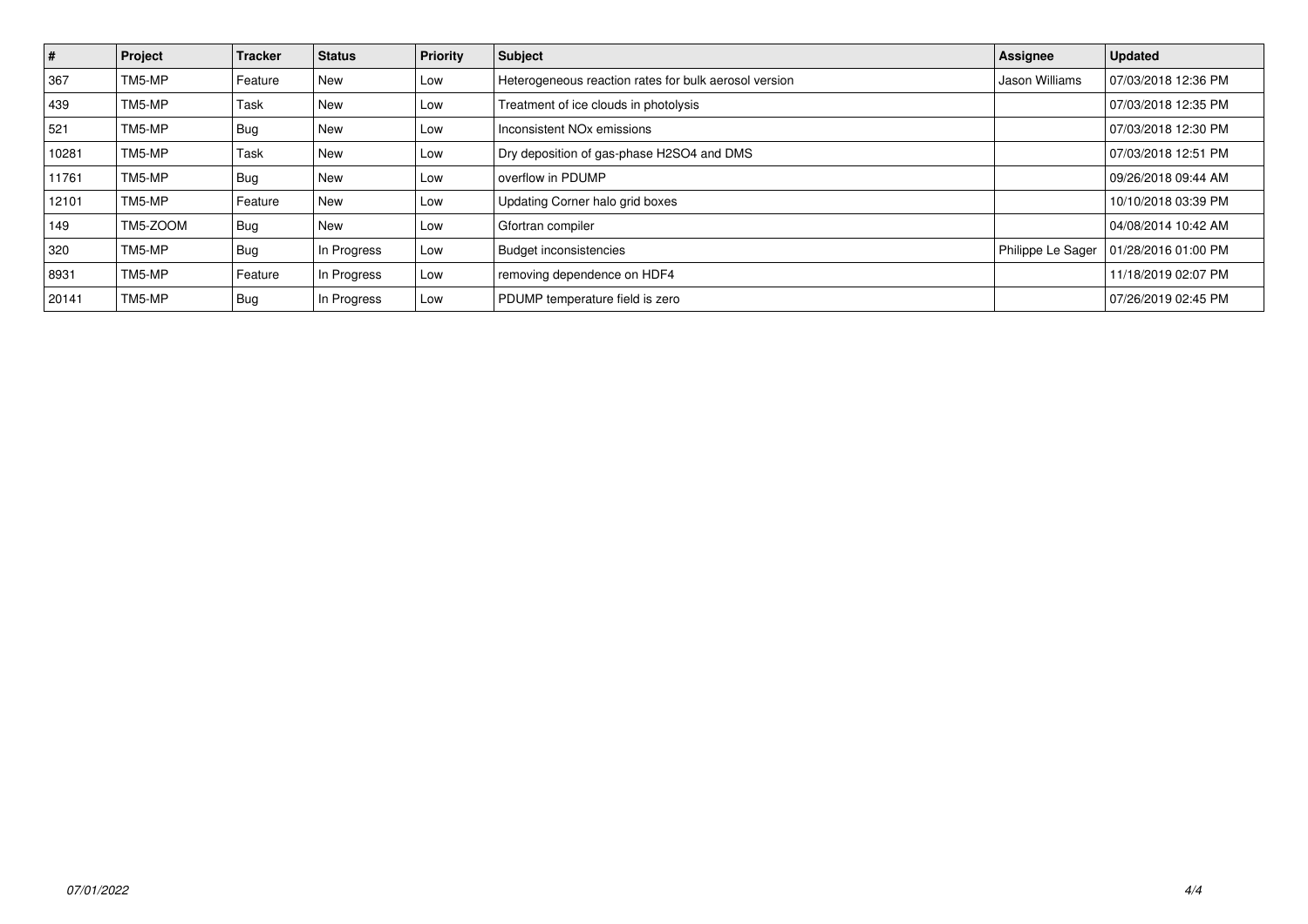| # | Project | Tracker | Status | Priority | Subject | Assignee | Updated |
|---|---|---|---|---|---|---|---|
| 367 | TM5-MP | Feature | New | Low | Heterogeneous reaction rates for bulk aerosol version | Jason Williams | 07/03/2018 12:36 PM |
| 439 | TM5-MP | Task | New | Low | Treatment of ice clouds in photolysis | | 07/03/2018 12:35 PM |
| 521 | TM5-MP | Bug | New | Low | Inconsistent NOx emissions | | 07/03/2018 12:30 PM |
| 10281 | TM5-MP | Task | New | Low | Dry deposition of gas-phase H2SO4 and DMS | | 07/03/2018 12:51 PM |
| 11761 | TM5-MP | Bug | New | Low | overflow in PDUMP | | 09/26/2018 09:44 AM |
| 12101 | TM5-MP | Feature | New | Low | Updating Corner halo grid boxes | | 10/10/2018 03:39 PM |
| 149 | TM5-ZOOM | Bug | New | Low | Gfortran compiler | | 04/08/2014 10:42 AM |
| 320 | TM5-MP | Bug | In Progress | Low | Budget inconsistencies | Philippe Le Sager | 01/28/2016 01:00 PM |
| 8931 | TM5-MP | Feature | In Progress | Low | removing dependence on HDF4 | | 11/18/2019 02:07 PM |
| 20141 | TM5-MP | Bug | In Progress | Low | PDUMP temperature field is zero | | 07/26/2019 02:45 PM |